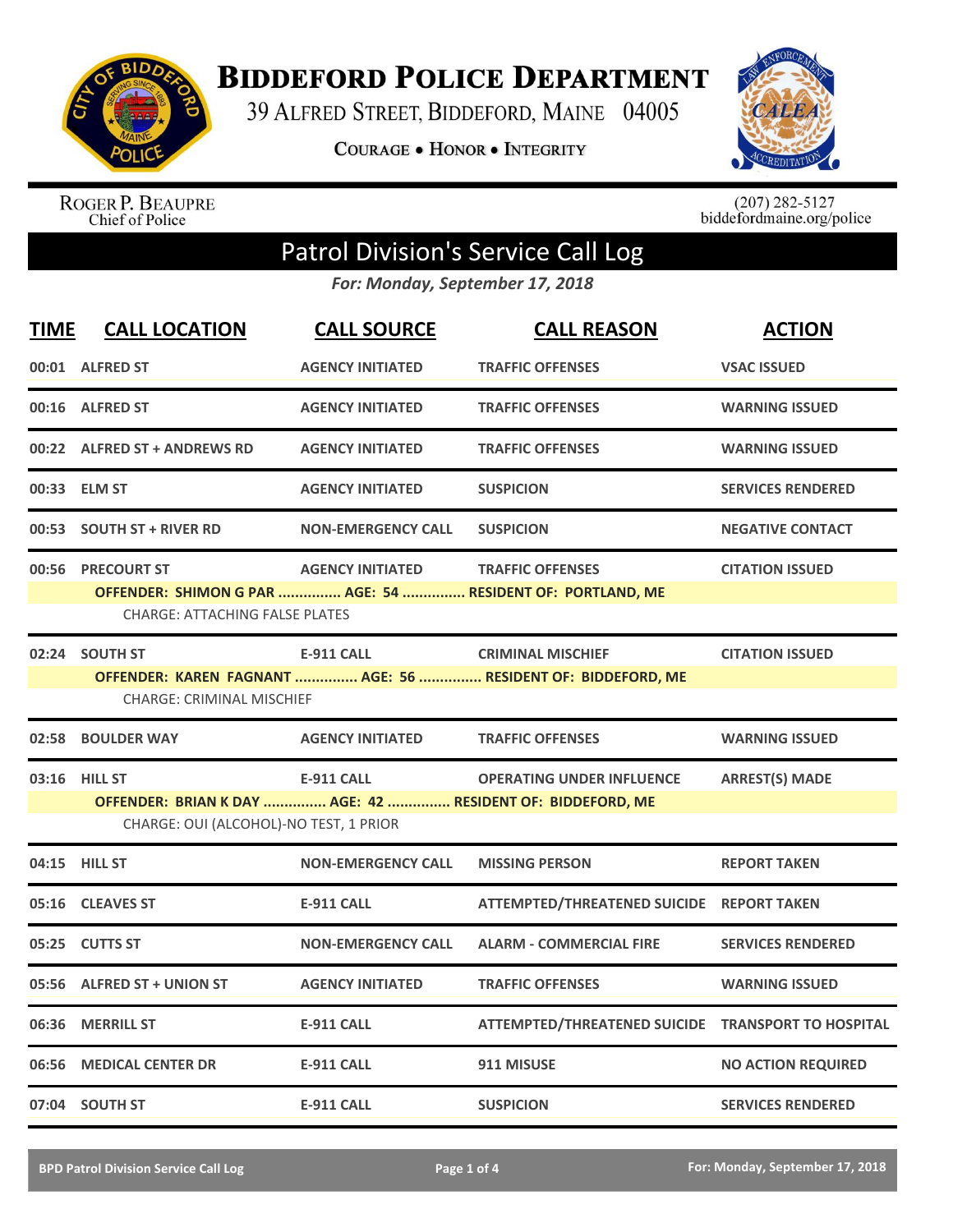# Biddeford Police Department

39 Alfred Street, Biddeford, Maine 04005

Courage • Honor • Integrity

Roger P. Beaupre
Chief of Police

(207) 282-5127
biddefordmaine.org/police

## Patrol Division's Service Call Log

*For: Monday, September 17, 2018*

| TIME | CALL LOCATION | CALL SOURCE | CALL REASON | ACTION |
|---|---|---|---|---|
| 00:01 | ALFRED ST | AGENCY INITIATED | TRAFFIC OFFENSES | VSAC ISSUED |
| 00:16 | ALFRED ST | AGENCY INITIATED | TRAFFIC OFFENSES | WARNING ISSUED |
| 00:22 | ALFRED ST + ANDREWS RD | AGENCY INITIATED | TRAFFIC OFFENSES | WARNING ISSUED |
| 00:33 | ELM ST | AGENCY INITIATED | SUSPICION | SERVICES RENDERED |
| 00:53 | SOUTH ST + RIVER RD | NON-EMERGENCY CALL | SUSPICION | NEGATIVE CONTACT |
| 00:56 | PRECOURT ST | AGENCY INITIATED | TRAFFIC OFFENSES | CITATION ISSUED |
| | OFFENDER: SHIMON G PAR ............... AGE: 54 ............... RESIDENT OF: PORTLAND, ME | | | |
| | CHARGE: ATTACHING FALSE PLATES | | | |
| 02:24 | SOUTH ST | E-911 CALL | CRIMINAL MISCHIEF | CITATION ISSUED |
| | OFFENDER: KAREN FAGNANT ............... AGE: 56 ............... RESIDENT OF: BIDDEFORD, ME | | | |
| | CHARGE: CRIMINAL MISCHIEF | | | |
| 02:58 | BOULDER WAY | AGENCY INITIATED | TRAFFIC OFFENSES | WARNING ISSUED |
| 03:16 | HILL ST | E-911 CALL | OPERATING UNDER INFLUENCE | ARREST(S) MADE |
| | OFFENDER: BRIAN K DAY ............... AGE: 42 ............... RESIDENT OF: BIDDEFORD, ME | | | |
| | CHARGE: OUI (ALCOHOL)-NO TEST, 1 PRIOR | | | |
| 04:15 | HILL ST | NON-EMERGENCY CALL | MISSING PERSON | REPORT TAKEN |
| 05:16 | CLEAVES ST | E-911 CALL | ATTEMPTED/THREATENED SUICIDE | REPORT TAKEN |
| 05:25 | CUTTS ST | NON-EMERGENCY CALL | ALARM - COMMERCIAL FIRE | SERVICES RENDERED |
| 05:56 | ALFRED ST + UNION ST | AGENCY INITIATED | TRAFFIC OFFENSES | WARNING ISSUED |
| 06:36 | MERRILL ST | E-911 CALL | ATTEMPTED/THREATENED SUICIDE | TRANSPORT TO HOSPITAL |
| 06:56 | MEDICAL CENTER DR | E-911 CALL | 911 MISUSE | NO ACTION REQUIRED |
| 07:04 | SOUTH ST | E-911 CALL | SUSPICION | SERVICES RENDERED |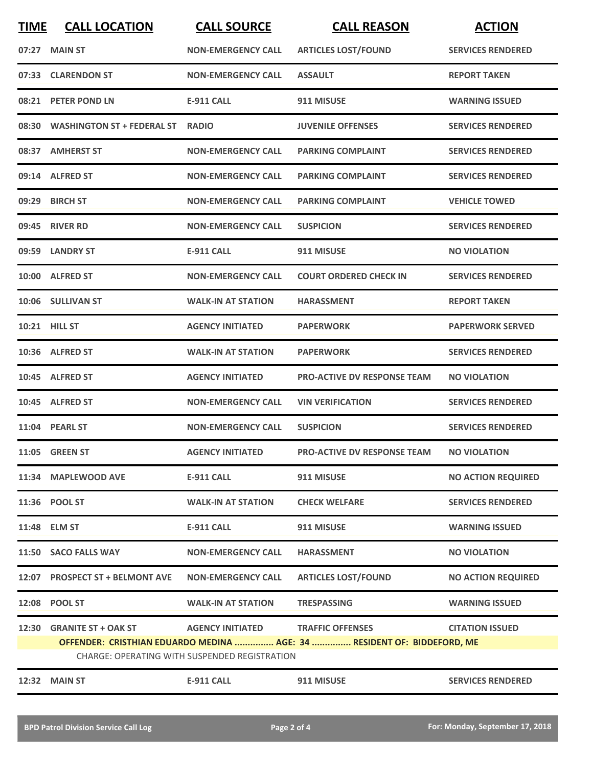| TIME | CALL LOCATION | CALL SOURCE | CALL REASON | ACTION |
|---|---|---|---|---|
| 07:27 | MAIN ST | NON-EMERGENCY CALL | ARTICLES LOST/FOUND | SERVICES RENDERED |
| 07:33 | CLARENDON ST | NON-EMERGENCY CALL | ASSAULT | REPORT TAKEN |
| 08:21 | PETER POND LN | E-911 CALL | 911 MISUSE | WARNING ISSUED |
| 08:30 | WASHINGTON ST + FEDERAL ST | RADIO | JUVENILE OFFENSES | SERVICES RENDERED |
| 08:37 | AMHERST ST | NON-EMERGENCY CALL | PARKING COMPLAINT | SERVICES RENDERED |
| 09:14 | ALFRED ST | NON-EMERGENCY CALL | PARKING COMPLAINT | SERVICES RENDERED |
| 09:29 | BIRCH ST | NON-EMERGENCY CALL | PARKING COMPLAINT | VEHICLE TOWED |
| 09:45 | RIVER RD | NON-EMERGENCY CALL | SUSPICION | SERVICES RENDERED |
| 09:59 | LANDRY ST | E-911 CALL | 911 MISUSE | NO VIOLATION |
| 10:00 | ALFRED ST | NON-EMERGENCY CALL | COURT ORDERED CHECK IN | SERVICES RENDERED |
| 10:06 | SULLIVAN ST | WALK-IN AT STATION | HARASSMENT | REPORT TAKEN |
| 10:21 | HILL ST | AGENCY INITIATED | PAPERWORK | PAPERWORK SERVED |
| 10:36 | ALFRED ST | WALK-IN AT STATION | PAPERWORK | SERVICES RENDERED |
| 10:45 | ALFRED ST | AGENCY INITIATED | PRO-ACTIVE DV RESPONSE TEAM | NO VIOLATION |
| 10:45 | ALFRED ST | NON-EMERGENCY CALL | VIN VERIFICATION | SERVICES RENDERED |
| 11:04 | PEARL ST | NON-EMERGENCY CALL | SUSPICION | SERVICES RENDERED |
| 11:05 | GREEN ST | AGENCY INITIATED | PRO-ACTIVE DV RESPONSE TEAM | NO VIOLATION |
| 11:34 | MAPLEWOOD AVE | E-911 CALL | 911 MISUSE | NO ACTION REQUIRED |
| 11:36 | POOL ST | WALK-IN AT STATION | CHECK WELFARE | SERVICES RENDERED |
| 11:48 | ELM ST | E-911 CALL | 911 MISUSE | WARNING ISSUED |
| 11:50 | SACO FALLS WAY | NON-EMERGENCY CALL | HARASSMENT | NO VIOLATION |
| 12:07 | PROSPECT ST + BELMONT AVE | NON-EMERGENCY CALL | ARTICLES LOST/FOUND | NO ACTION REQUIRED |
| 12:08 | POOL ST | WALK-IN AT STATION | TRESPASSING | WARNING ISSUED |
| 12:30 | GRANITE ST + OAK ST | AGENCY INITIATED | TRAFFIC OFFENSES | CITATION ISSUED |
| | OFFENDER: CRISTHIAN EDUARDO MEDINA ............... AGE: 34 ............... RESIDENT OF: BIDDEFORD, ME | | | |
| | CHARGE: OPERATING WITH SUSPENDED REGISTRATION | | | |
| 12:32 | MAIN ST | E-911 CALL | 911 MISUSE | SERVICES RENDERED |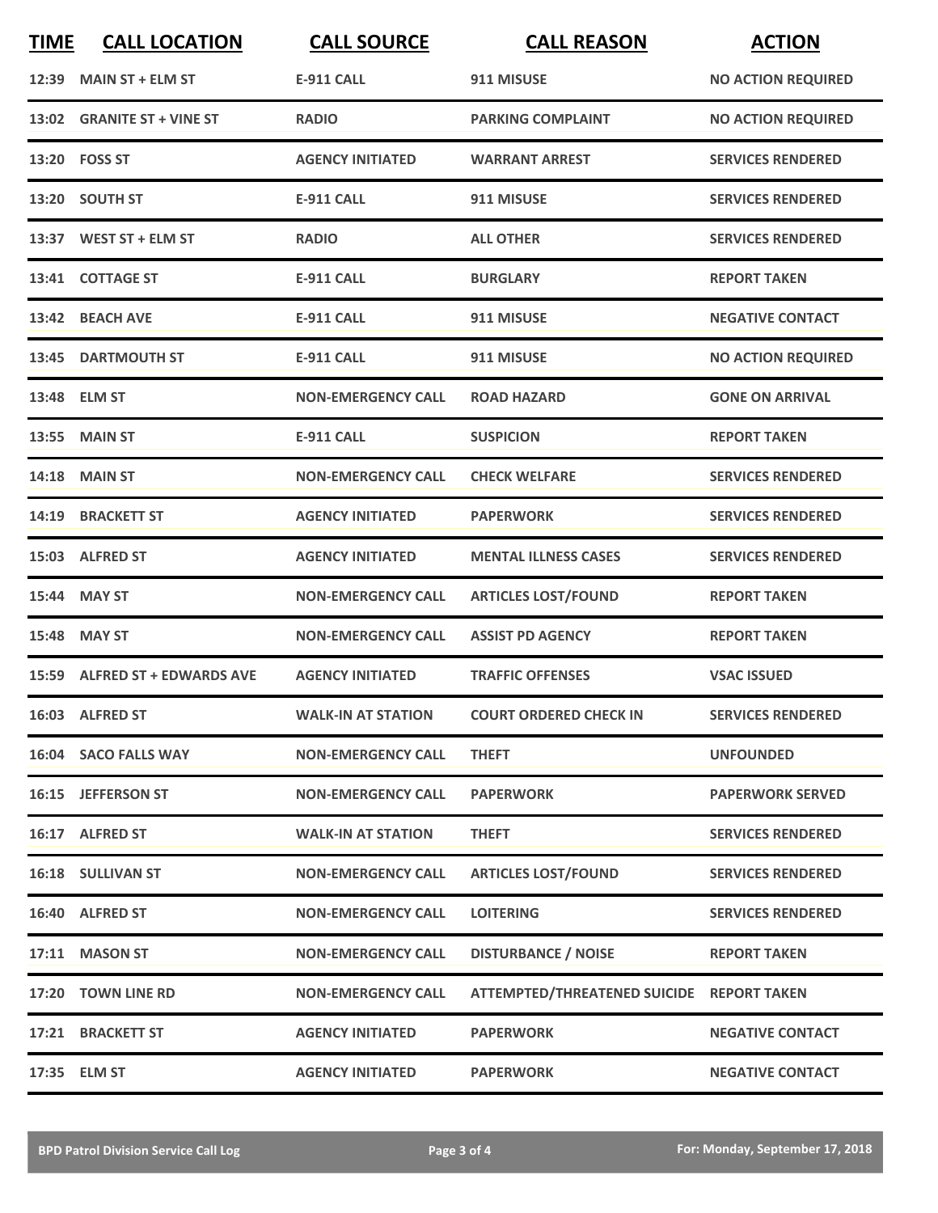| TIME | CALL LOCATION | CALL SOURCE | CALL REASON | ACTION |
|---|---|---|---|---|
| 12:39 | MAIN ST + ELM ST | E-911 CALL | 911 MISUSE | NO ACTION REQUIRED |
| 13:02 | GRANITE ST + VINE ST | RADIO | PARKING COMPLAINT | NO ACTION REQUIRED |
| 13:20 | FOSS ST | AGENCY INITIATED | WARRANT ARREST | SERVICES RENDERED |
| 13:20 | SOUTH ST | E-911 CALL | 911 MISUSE | SERVICES RENDERED |
| 13:37 | WEST ST + ELM ST | RADIO | ALL OTHER | SERVICES RENDERED |
| 13:41 | COTTAGE ST | E-911 CALL | BURGLARY | REPORT TAKEN |
| 13:42 | BEACH AVE | E-911 CALL | 911 MISUSE | NEGATIVE CONTACT |
| 13:45 | DARTMOUTH ST | E-911 CALL | 911 MISUSE | NO ACTION REQUIRED |
| 13:48 | ELM ST | NON-EMERGENCY CALL | ROAD HAZARD | GONE ON ARRIVAL |
| 13:55 | MAIN ST | E-911 CALL | SUSPICION | REPORT TAKEN |
| 14:18 | MAIN ST | NON-EMERGENCY CALL | CHECK WELFARE | SERVICES RENDERED |
| 14:19 | BRACKETT ST | AGENCY INITIATED | PAPERWORK | SERVICES RENDERED |
| 15:03 | ALFRED ST | AGENCY INITIATED | MENTAL ILLNESS CASES | SERVICES RENDERED |
| 15:44 | MAY ST | NON-EMERGENCY CALL | ARTICLES LOST/FOUND | REPORT TAKEN |
| 15:48 | MAY ST | NON-EMERGENCY CALL | ASSIST PD AGENCY | REPORT TAKEN |
| 15:59 | ALFRED ST + EDWARDS AVE | AGENCY INITIATED | TRAFFIC OFFENSES | VSAC ISSUED |
| 16:03 | ALFRED ST | WALK-IN AT STATION | COURT ORDERED CHECK IN | SERVICES RENDERED |
| 16:04 | SACO FALLS WAY | NON-EMERGENCY CALL | THEFT | UNFOUNDED |
| 16:15 | JEFFERSON ST | NON-EMERGENCY CALL | PAPERWORK | PAPERWORK SERVED |
| 16:17 | ALFRED ST | WALK-IN AT STATION | THEFT | SERVICES RENDERED |
| 16:18 | SULLIVAN ST | NON-EMERGENCY CALL | ARTICLES LOST/FOUND | SERVICES RENDERED |
| 16:40 | ALFRED ST | NON-EMERGENCY CALL | LOITERING | SERVICES RENDERED |
| 17:11 | MASON ST | NON-EMERGENCY CALL | DISTURBANCE / NOISE | REPORT TAKEN |
| 17:20 | TOWN LINE RD | NON-EMERGENCY CALL | ATTEMPTED/THREATENED SUICIDE | REPORT TAKEN |
| 17:21 | BRACKETT ST | AGENCY INITIATED | PAPERWORK | NEGATIVE CONTACT |
| 17:35 | ELM ST | AGENCY INITIATED | PAPERWORK | NEGATIVE CONTACT |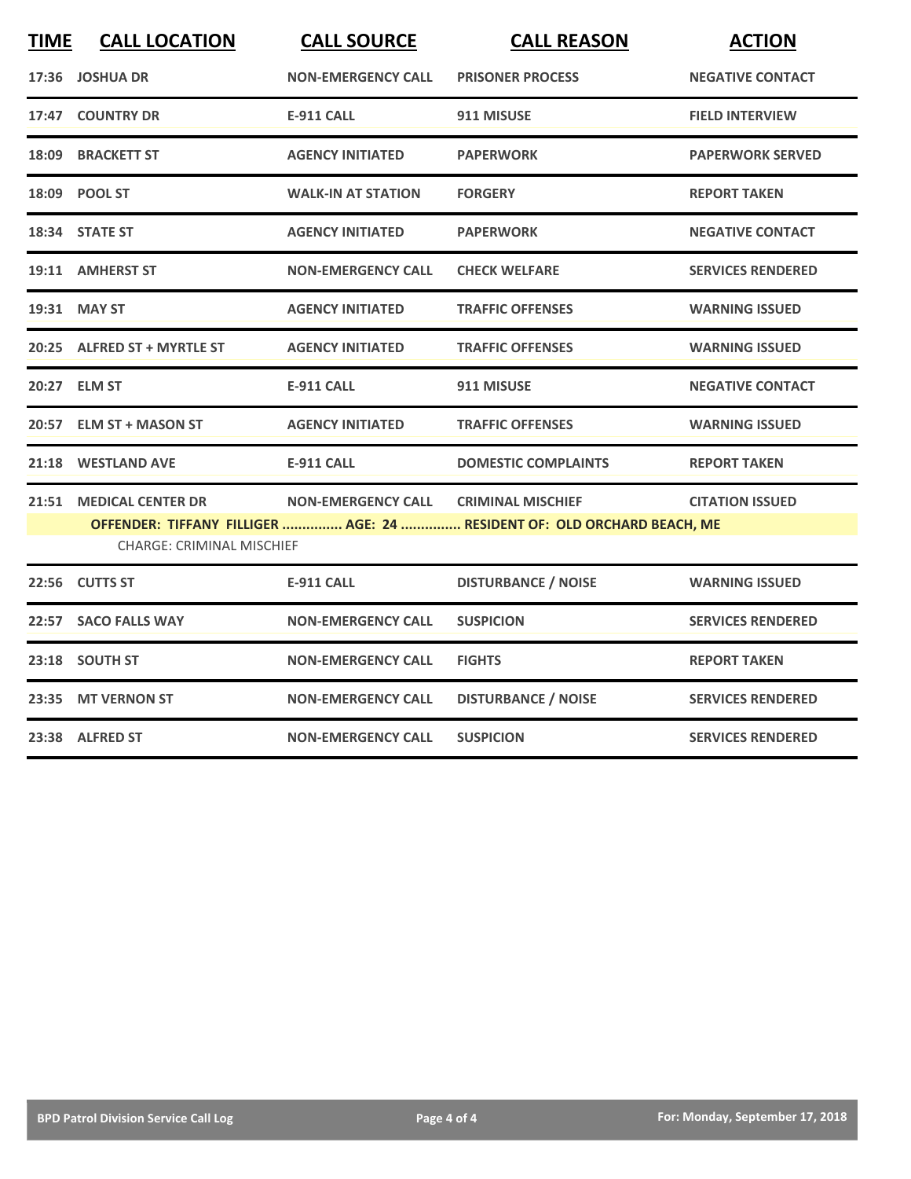| TIME | CALL LOCATION | CALL SOURCE | CALL REASON | ACTION |
|---|---|---|---|---|
| 17:36 | JOSHUA DR | NON-EMERGENCY CALL | PRISONER PROCESS | NEGATIVE CONTACT |
| 17:47 | COUNTRY DR | E-911 CALL | 911 MISUSE | FIELD INTERVIEW |
| 18:09 | BRACKETT ST | AGENCY INITIATED | PAPERWORK | PAPERWORK SERVED |
| 18:09 | POOL ST | WALK-IN AT STATION | FORGERY | REPORT TAKEN |
| 18:34 | STATE ST | AGENCY INITIATED | PAPERWORK | NEGATIVE CONTACT |
| 19:11 | AMHERST ST | NON-EMERGENCY CALL | CHECK WELFARE | SERVICES RENDERED |
| 19:31 | MAY ST | AGENCY INITIATED | TRAFFIC OFFENSES | WARNING ISSUED |
| 20:25 | ALFRED ST + MYRTLE ST | AGENCY INITIATED | TRAFFIC OFFENSES | WARNING ISSUED |
| 20:27 | ELM ST | E-911 CALL | 911 MISUSE | NEGATIVE CONTACT |
| 20:57 | ELM ST + MASON ST | AGENCY INITIATED | TRAFFIC OFFENSES | WARNING ISSUED |
| 21:18 | WESTLAND AVE | E-911 CALL | DOMESTIC COMPLAINTS | REPORT TAKEN |
| 21:51 | MEDICAL CENTER DR | NON-EMERGENCY CALL | CRIMINAL MISCHIEF | CITATION ISSUED |
| | OFFENDER: TIFFANY FILLIGER ............... AGE: 24 ............... RESIDENT OF: OLD ORCHARD BEACH, ME | | | |
| | CHARGE: CRIMINAL MISCHIEF | | | |
| 22:56 | CUTTS ST | E-911 CALL | DISTURBANCE / NOISE | WARNING ISSUED |
| 22:57 | SACO FALLS WAY | NON-EMERGENCY CALL | SUSPICION | SERVICES RENDERED |
| 23:18 | SOUTH ST | NON-EMERGENCY CALL | FIGHTS | REPORT TAKEN |
| 23:35 | MT VERNON ST | NON-EMERGENCY CALL | DISTURBANCE / NOISE | SERVICES RENDERED |
| 23:38 | ALFRED ST | NON-EMERGENCY CALL | SUSPICION | SERVICES RENDERED |